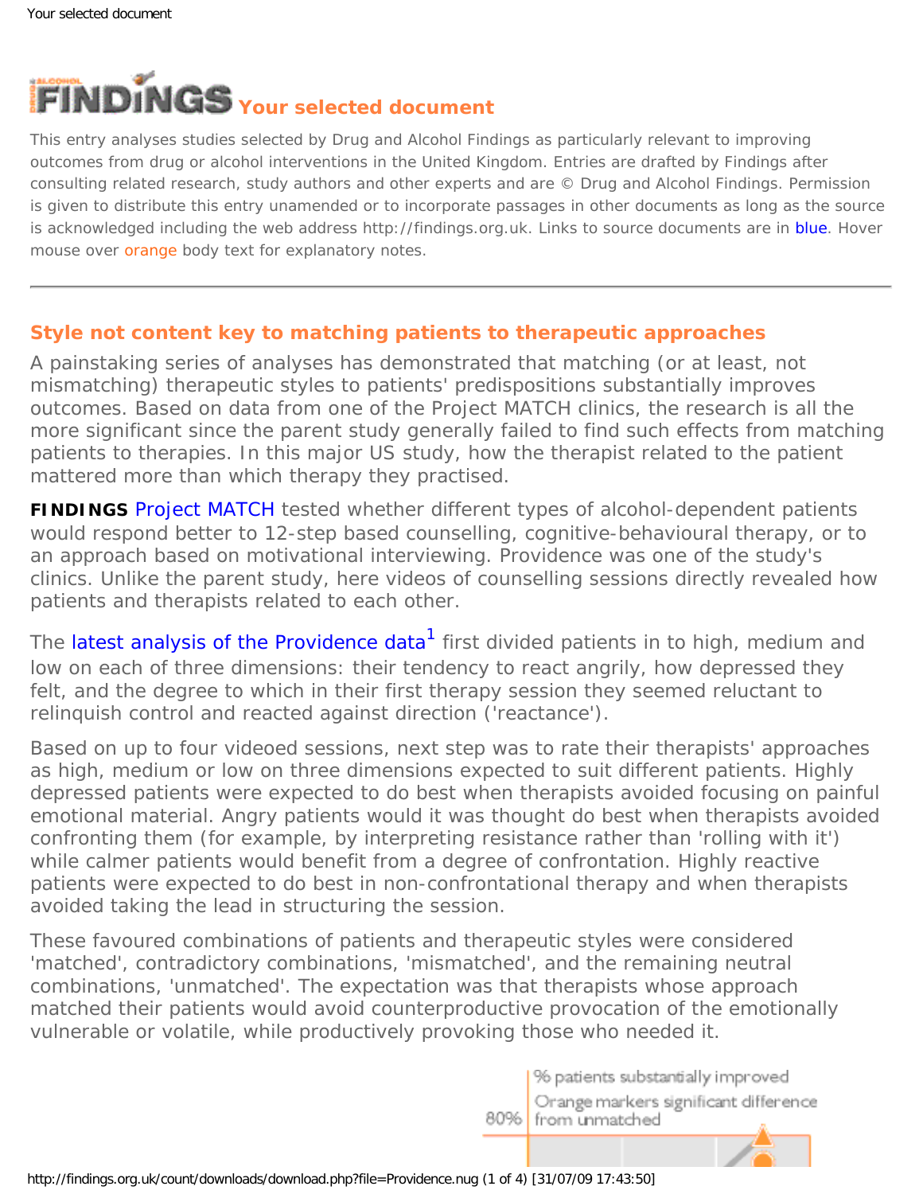# Your selected document

This entry analyses studies selected by Drug and Alcohol Findings as particularly relevant to improving outcomes from drug or alcohol interventions in the United Kingdom. Entries are drafted by Findings after consulting related research, study authors and other experts and are © Drug and Alcohol Findings. Permission is given to distribute this entry unamended or to incorporate passages in other documents as long as the source is acknowledged including the web address http://findings.org.uk. Links to source documents are in blue. Hover mouse over orange body text for explanatory notes.

---

## Style not content key to matching patients to therapeutic approaches

A painstaking series of analyses has demonstrated that matching (or at least, not mismatching) therapeutic styles to patients' predispositions substantially improves outcomes. Based on data from one of the Project MATCH clinics, the research is all the more significant since the parent study generally failed to find such effects from matching patients to therapies. In this major US study, how the therapist related to the patient mattered more than which therapy they practised.

**FINDINGS** Project MATCH tested whether different types of alcohol-dependent patients would respond better to 12-step based counselling, cognitive-behavioural therapy, or to an approach based on motivational interviewing. Providence was one of the study's clinics. Unlike the parent study, here videos of counselling sessions directly revealed how patients and therapists related to each other.

The latest analysis of the Providence data[1] first divided patients in to high, medium and low on each of three dimensions: their tendency to react angrily, how depressed they felt, and the degree to which in their first therapy session they seemed reluctant to relinquish control and reacted against direction ('reactance').

Based on up to four videoed sessions, next step was to rate their therapists' approaches as high, medium or low on three dimensions expected to suit different patients. Highly depressed patients were expected to do best when therapists avoided focusing on painful emotional material. Angry patients would it was thought do best when therapists avoided confronting them (for example, by interpreting resistance rather than 'rolling with it') while calmer patients would benefit from a degree of confrontation. Highly reactive patients were expected to do best in non-confrontational therapy and when therapists avoided taking the lead in structuring the session.

These favoured combinations of patients and therapeutic styles were considered 'matched', contradictory combinations, 'mismatched', and the remaining neutral combinations, 'unmatched'. The expectation was that therapists whose approach matched their patients would avoid counterproductive provocation of the emotionally vulnerable or volatile, while productively provoking those who needed it.

% patients substantially improved

Orange markers significant difference from unmatched

80%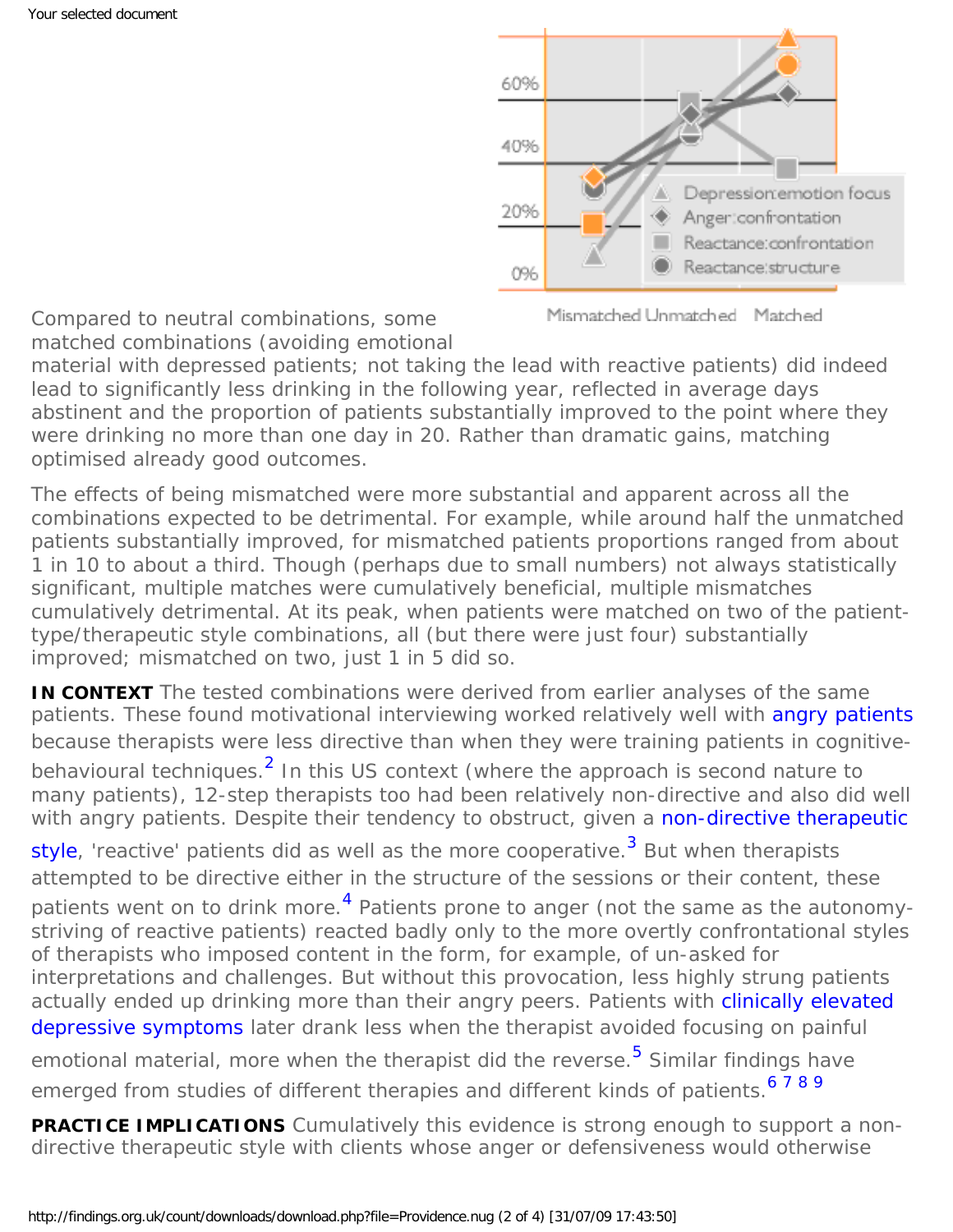Compared to neutral combinations, some matched combinations (avoiding emotional material with depressed patients; not taking the lead with reactive patients) did indeed lead to significantly less drinking in the following year, reflected in average days abstinent and the proportion of patients substantially improved to the point where they were drinking no more than one day in 20. Rather than dramatic gains, matching optimised already good outcomes.

The effects of being mismatched were more substantial and apparent across all the combinations expected to be detrimental. For example, while around half the unmatched patients substantially improved, for mismatched patients proportions ranged from about 1 in 10 to about a third. Though (perhaps due to small numbers) not always statistically significant, multiple matches were cumulatively beneficial, multiple mismatches cumulatively detrimental. At its peak, when patients were matched on two of the patient-type/therapeutic style combinations, all (but there were just four) substantially improved; mismatched on two, just 1 in 5 did so.

**IN CONTEXT** The tested combinations were derived from earlier analyses of the same patients. These found motivational interviewing worked relatively well with angry patients because therapists were less directive than when they were training patients in cognitive-behavioural techniques.[2] In this US context (where the approach is second nature to many patients), 12-step therapists too had been relatively non-directive and also did well with angry patients. Despite their tendency to obstruct, given a non-directive therapeutic style, 'reactive' patients did as well as the more cooperative.[3] But when therapists attempted to be directive either in the structure of the sessions or their content, these patients went on to drink more.[4] Patients prone to anger (not the same as the autonomy-striving of reactive patients) reacted badly only to the more overtly confrontational styles of therapists who imposed content in the form, for example, of un-asked for interpretations and challenges. But without this provocation, less highly strung patients actually ended up drinking more than their angry peers. Patients with clinically elevated depressive symptoms later drank less when the therapist avoided focusing on painful emotional material, more when the therapist did the reverse.[5] Similar findings have emerged from studies of different therapies and different kinds of patients.[6 7 8 9]

**PRACTICE IMPLICATIONS** Cumulatively this evidence is strong enough to support a non-directive therapeutic style with clients whose anger or defensiveness would otherwise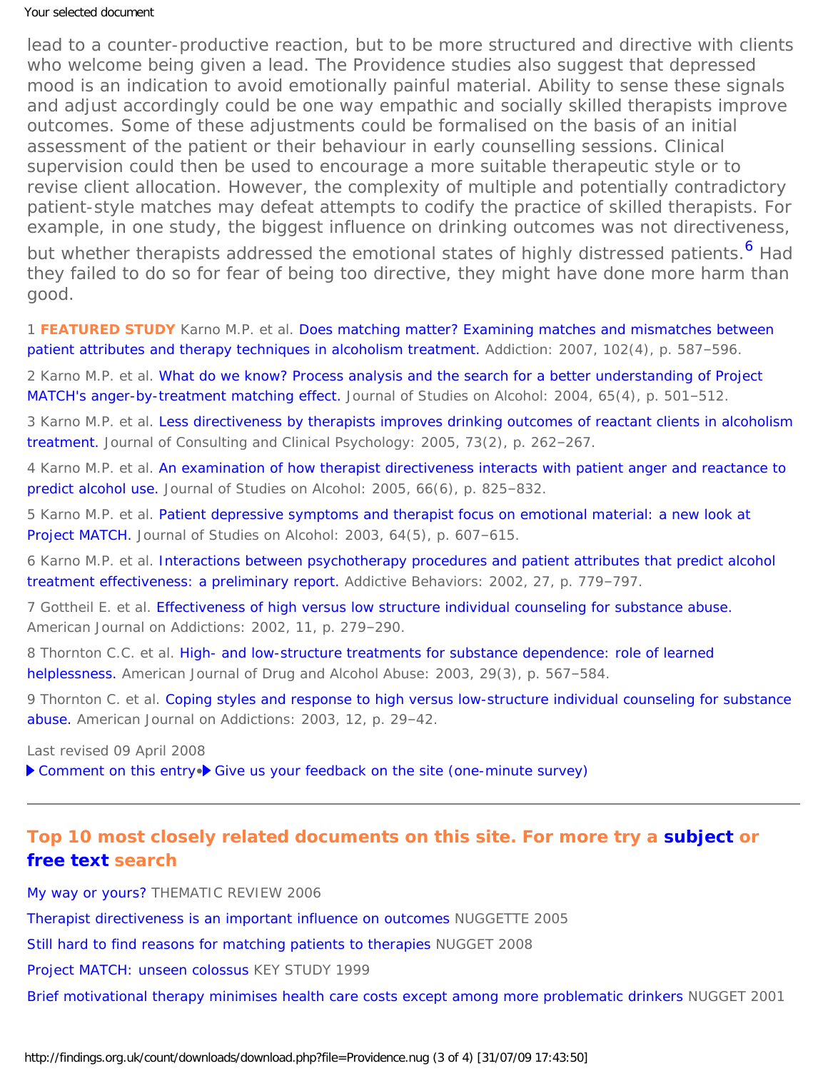lead to a counter-productive reaction, but to be more structured and directive with clients who welcome being given a lead. The Providence studies also suggest that depressed mood is an indication to avoid emotionally painful material. Ability to sense these signals and adjust accordingly could be one way empathic and socially skilled therapists improve outcomes. Some of these adjustments could be formalised on the basis of an initial assessment of the patient or their behaviour in early counselling sessions. Clinical supervision could then be used to encourage a more suitable therapeutic style or to revise client allocation. However, the complexity of multiple and potentially contradictory patient-style matches may defeat attempts to codify the practice of skilled therapists. For example, in one study, the biggest influence on drinking outcomes was not directiveness, but whether therapists addressed the emotional states of highly distressed patients.[6] Had they failed to do so for fear of being too directive, they might have done more harm than good.

1 **FEATURED STUDY** Karno M.P. et al. Does matching matter? Examining matches and mismatches between patient attributes and therapy techniques in alcoholism treatment. Addiction: 2007, 102(4), p. 587–596.

2 Karno M.P. et al. What do we know? Process analysis and the search for a better understanding of Project MATCH's anger-by-treatment matching effect. Journal of Studies on Alcohol: 2004, 65(4), p. 501–512.

3 Karno M.P. et al. Less directiveness by therapists improves drinking outcomes of reactant clients in alcoholism treatment. Journal of Consulting and Clinical Psychology: 2005, 73(2), p. 262–267.

4 Karno M.P. et al. An examination of how therapist directiveness interacts with patient anger and reactance to predict alcohol use. Journal of Studies on Alcohol: 2005, 66(6), p. 825–832.

5 Karno M.P. et al. Patient depressive symptoms and therapist focus on emotional material: a new look at Project MATCH. Journal of Studies on Alcohol: 2003, 64(5), p. 607–615.

6 Karno M.P. et al. Interactions between psychotherapy procedures and patient attributes that predict alcohol treatment effectiveness: a preliminary report. Addictive Behaviors: 2002, 27, p. 779–797.

7 Gottheil E. et al. Effectiveness of high versus low structure individual counseling for substance abuse. American Journal on Addictions: 2002, 11, p. 279–290.

8 Thornton C.C. et al. High- and low-structure treatments for substance dependence: role of learned helplessness. American Journal of Drug and Alcohol Abuse: 2003, 29(3), p. 567–584.

9 Thornton C. et al. Coping styles and response to high versus low-structure individual counseling for substance abuse. American Journal on Addictions: 2003, 12, p. 29–42.

Last revised 09 April 2008

▶ Comment on this entry • ▶ Give us your feedback on the site (one-minute survey)

---

## Top 10 most closely related documents on this site. For more try a subject or free text search

My way or yours? THEMATIC REVIEW 2006

Therapist directiveness is an important influence on outcomes NUGGETTE 2005

Still hard to find reasons for matching patients to therapies NUGGET 2008

Project MATCH: unseen colossus KEY STUDY 1999

Brief motivational therapy minimises health care costs except among more problematic drinkers NUGGET 2001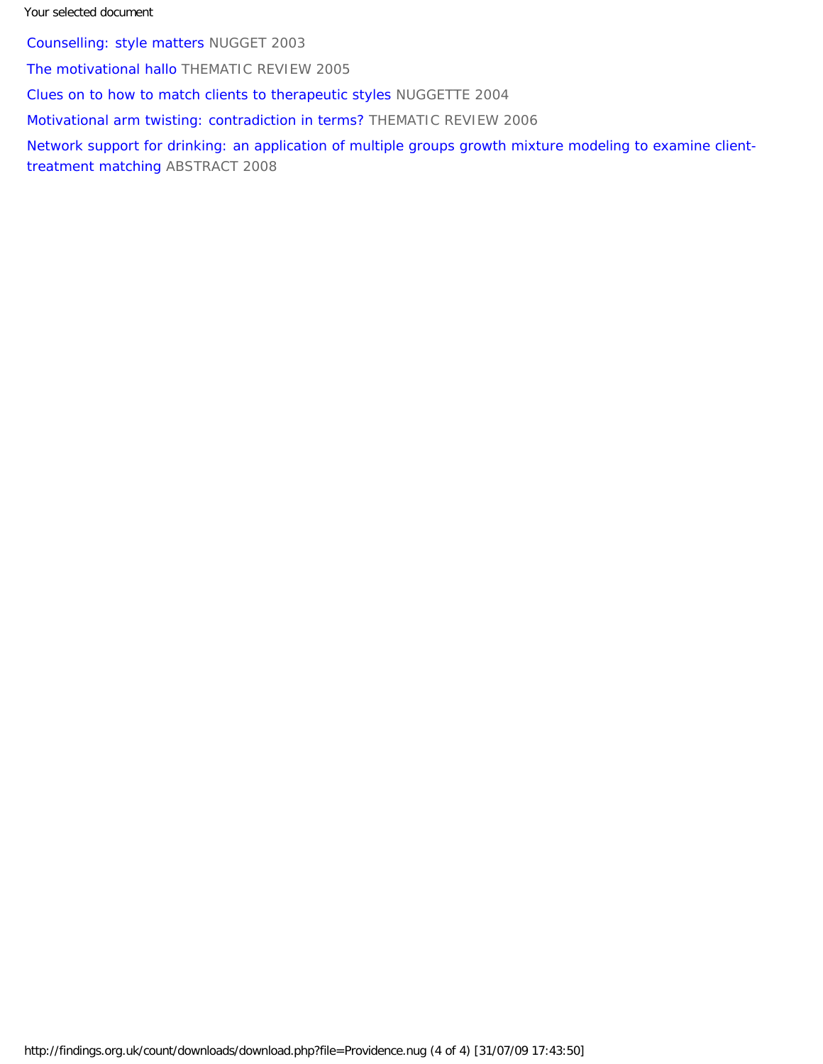Counselling: style matters NUGGET 2003

The motivational hallo THEMATIC REVIEW 2005

Clues on to how to match clients to therapeutic styles NUGGETTE 2004

Motivational arm twisting: contradiction in terms? THEMATIC REVIEW 2006

Network support for drinking: an application of multiple groups growth mixture modeling to examine client-treatment matching ABSTRACT 2008